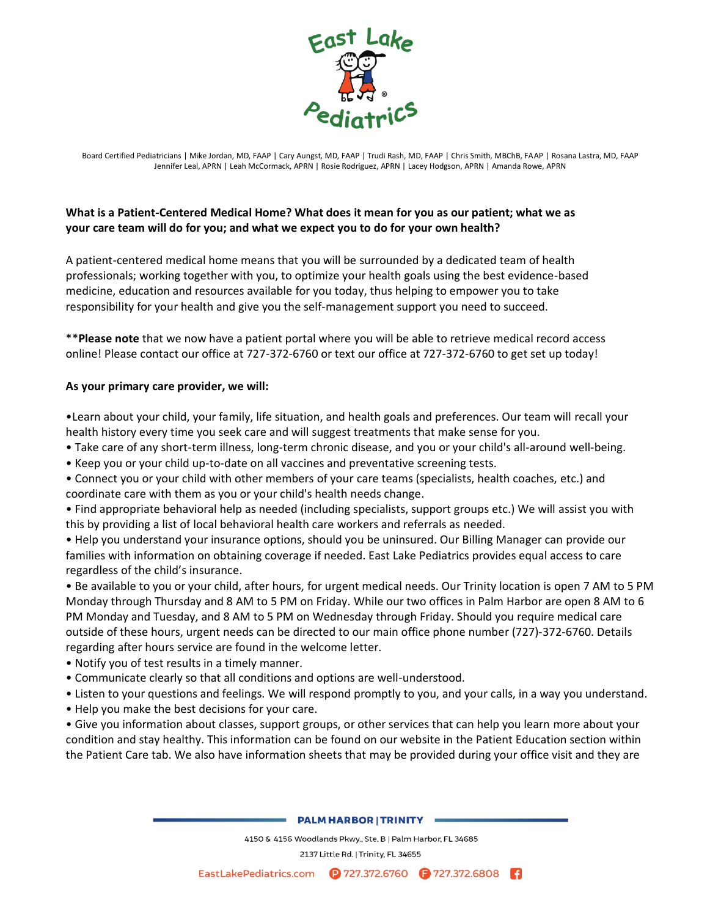Board Certified Pediatricians | Mike Jordan, MD, FAAP | Cary Aungst, MD, FAAP | Trudi Rash, MD, FAAP | Chris Smith, MBChB, FAAP | Rosana Lastra, MD, FAAP
Jennifer Leal, APRN | Leah McCormack, APRN | Rosie Rodriguez, APRN | Lacey Hodgson, APRN | Amanda Rowe, APRN

**What is a Patient-Centered Medical Home? What does it mean for you as our patient; what we as your care team will do for you; and what we expect you to do for your own health?**

A patient-centered medical home means that you will be surrounded by a dedicated team of health professionals; working together with you, to optimize your health goals using the best evidence-based medicine, education and resources available for you today, thus helping to empower you to take responsibility for your health and give you the self-management support you need to succeed.

\*\***Please note** that we now have a patient portal where you will be able to retrieve medical record access online! Please contact our office at 727-372-6760 or text our office at 727-372-6760 to get set up today!

**As your primary care provider, we will:**

- Learn about your child, your family, life situation, and health goals and preferences. Our team will recall your health history every time you seek care and will suggest treatments that make sense for you.
- Take care of any short-term illness, long-term chronic disease, and you or your child's all-around well-being.
- Keep you or your child up-to-date on all vaccines and preventative screening tests.
- Connect you or your child with other members of your care teams (specialists, health coaches, etc.) and coordinate care with them as you or your child's health needs change.
- Find appropriate behavioral help as needed (including specialists, support groups etc.) We will assist you with this by providing a list of local behavioral health care workers and referrals as needed.
- Help you understand your insurance options, should you be uninsured. Our Billing Manager can provide our families with information on obtaining coverage if needed. East Lake Pediatrics provides equal access to care regardless of the child's insurance.
- Be available to you or your child, after hours, for urgent medical needs. Our Trinity location is open 7 AM to 5 PM Monday through Thursday and 8 AM to 5 PM on Friday. While our two offices in Palm Harbor are open 8 AM to 6 PM Monday and Tuesday, and 8 AM to 5 PM on Wednesday through Friday. Should you require medical care outside of these hours, urgent needs can be directed to our main office phone number (727)-372-6760. Details regarding after hours service are found in the welcome letter.
- Notify you of test results in a timely manner.
- Communicate clearly so that all conditions and options are well-understood.
- Listen to your questions and feelings. We will respond promptly to you, and your calls, in a way you understand.
- Help you make the best decisions for your care.
- Give you information about classes, support groups, or other services that can help you learn more about your condition and stay healthy. This information can be found on our website in the Patient Education section within the Patient Care tab. We also have information sheets that may be provided during your office visit and they are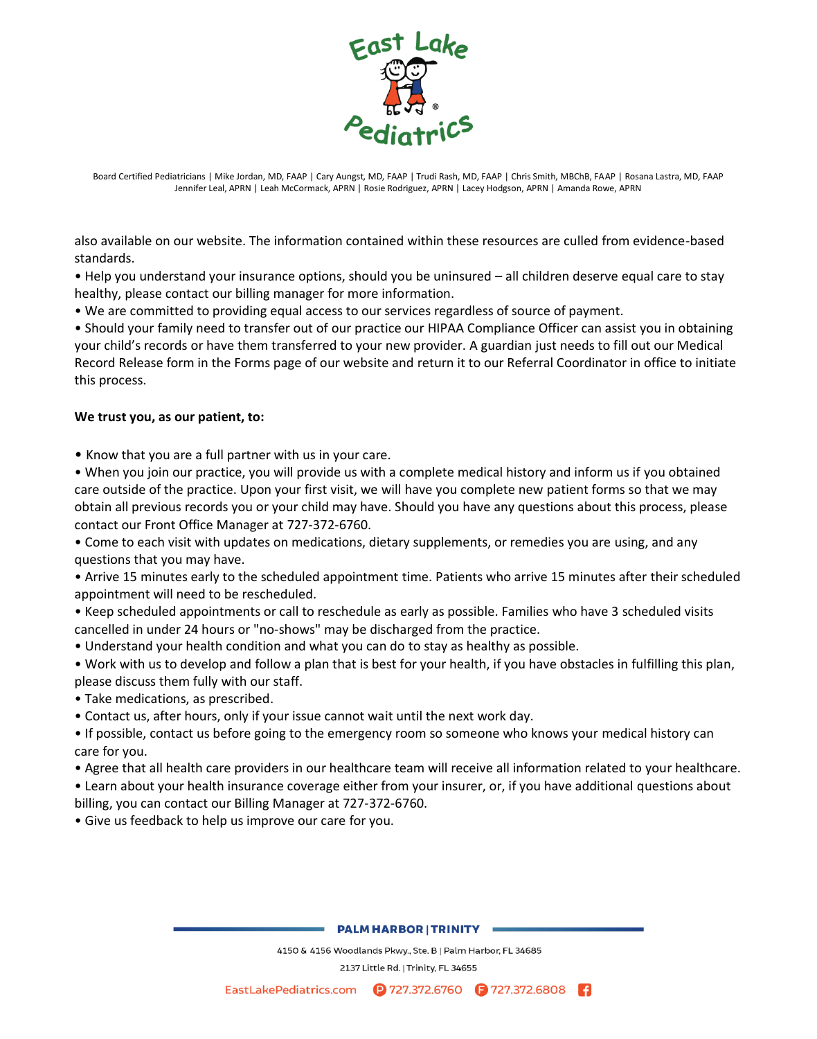also available on our website. The information contained within these resources are culled from evidence-based standards.

• Help you understand your insurance options, should you be uninsured – all children deserve equal care to stay healthy, please contact our billing manager for more information.
• We are committed to providing equal access to our services regardless of source of payment.
• Should your family need to transfer out of our practice our HIPAA Compliance Officer can assist you in obtaining your child's records or have them transferred to your new provider. A guardian just needs to fill out our Medical Record Release form in the Forms page of our website and return it to our Referral Coordinator in office to initiate this process.

**We trust you, as our patient, to:**

• Know that you are a full partner with us in your care.
• When you join our practice, you will provide us with a complete medical history and inform us if you obtained care outside of the practice. Upon your first visit, we will have you complete new patient forms so that we may obtain all previous records you or your child may have. Should you have any questions about this process, please contact our Front Office Manager at 727-372-6760.
• Come to each visit with updates on medications, dietary supplements, or remedies you are using, and any questions that you may have.
• Arrive 15 minutes early to the scheduled appointment time. Patients who arrive 15 minutes after their scheduled appointment will need to be rescheduled.
• Keep scheduled appointments or call to reschedule as early as possible. Families who have 3 scheduled visits cancelled in under 24 hours or "no-shows" may be discharged from the practice.
• Understand your health condition and what you can do to stay as healthy as possible.
• Work with us to develop and follow a plan that is best for your health, if you have obstacles in fulfilling this plan, please discuss them fully with our staff.
• Take medications, as prescribed.
• Contact us, after hours, only if your issue cannot wait until the next work day.
• If possible, contact us before going to the emergency room so someone who knows your medical history can care for you.
• Agree that all health care providers in our healthcare team will receive all information related to your healthcare.
• Learn about your health insurance coverage either from your insurer, or, if you have additional questions about billing, you can contact our Billing Manager at 727-372-6760.
• Give us feedback to help us improve our care for you.